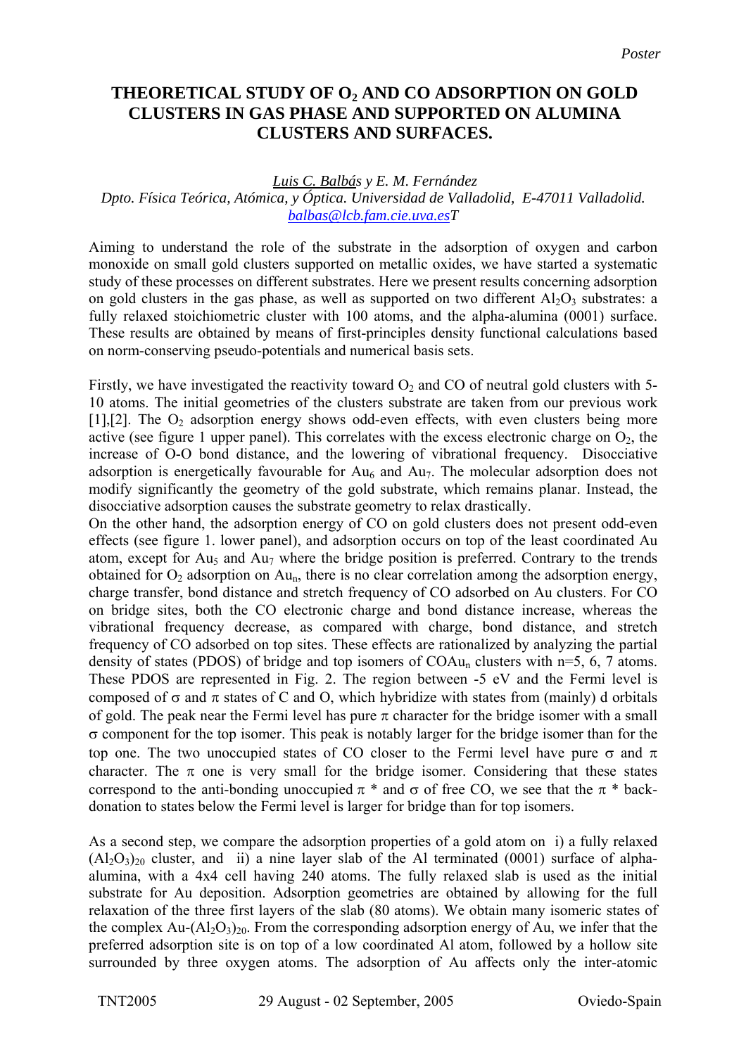Poster

# THEORETICAL STUDY OF $O_2$ AND CO ADSORPTION ON GOLD CLUSTERS IN GAS PHASE AND SUPPORTED ON ALUMINA CLUSTERS AND SURFACES.

*Luis C. Balbás y E. M. Fernández*
*Dpto. Física Teórica, Atómica, y Óptica. Universidad de Valladolid, E-47011 Valladolid.*
*balbas@lcb.fam.cie.uva.esT*

Aiming to understand the role of the substrate in the adsorption of oxygen and carbon monoxide on small gold clusters supported on metallic oxides, we have started a systematic study of these processes on different substrates. Here we present results concerning adsorption on gold clusters in the gas phase, as well as supported on two different $Al_2O_3$ substrates: a fully relaxed stoichiometric cluster with 100 atoms, and the alpha-alumina (0001) surface. These results are obtained by means of first-principles density functional calculations based on norm-conserving pseudo-potentials and numerical basis sets.

Firstly, we have investigated the reactivity toward $O_2$ and CO of neutral gold clusters with 5-10 atoms. The initial geometries of the clusters substrate are taken from our previous work [1],[2]. The $O_2$ adsorption energy shows odd-even effects, with even clusters being more active (see figure 1 upper panel). This correlates with the excess electronic charge on $O_2$, the increase of O-O bond distance, and the lowering of vibrational frequency. Disocciative adsorption is energetically favourable for $Au_6$ and $Au_7$. The molecular adsorption does not modify significantly the geometry of the gold substrate, which remains planar. Instead, the disocciative adsorption causes the substrate geometry to relax drastically.
On the other hand, the adsorption energy of CO on gold clusters does not present odd-even effects (see figure 1. lower panel), and adsorption occurs on top of the least coordinated Au atom, except for $Au_5$ and $Au_7$ where the bridge position is preferred. Contrary to the trends obtained for $O_2$ adsorption on $Au_n$, there is no clear correlation among the adsorption energy, charge transfer, bond distance and stretch frequency of CO adsorbed on Au clusters. For CO on bridge sites, both the CO electronic charge and bond distance increase, whereas the vibrational frequency decrease, as compared with charge, bond distance, and stretch frequency of CO adsorbed on top sites. These effects are rationalized by analyzing the partial density of states (PDOS) of bridge and top isomers of $COAu_n$ clusters with n=5, 6, 7 atoms. These PDOS are represented in Fig. 2. The region between -5 eV and the Fermi level is composed of $\sigma$ and $\pi$ states of C and O, which hybridize with states from (mainly) d orbitals of gold. The peak near the Fermi level has pure $\pi$ character for the bridge isomer with a small $\sigma$ component for the top isomer. This peak is notably larger for the bridge isomer than for the top one. The two unoccupied states of CO closer to the Fermi level have pure $\sigma$ and $\pi$ character. The $\pi$ one is very small for the bridge isomer. Considering that these states correspond to the anti-bonding unoccupied $\pi$ * and $\sigma$ of free CO, we see that the $\pi$ * back-donation to states below the Fermi level is larger for bridge than for top isomers.

As a second step, we compare the adsorption properties of a gold atom on i) a fully relaxed $(Al_2O_3)_{20}$ cluster, and ii) a nine layer slab of the Al terminated (0001) surface of alpha-alumina, with a 4x4 cell having 240 atoms. The fully relaxed slab is used as the initial substrate for Au deposition. Adsorption geometries are obtained by allowing for the full relaxation of the three first layers of the slab (80 atoms). We obtain many isomeric states of the complex Au-$(Al_2O_3)_{20}$. From the corresponding adsorption energy of Au, we infer that the preferred adsorption site is on top of a low coordinated Al atom, followed by a hollow site surrounded by three oxygen atoms. The adsorption of Au affects only the inter-atomic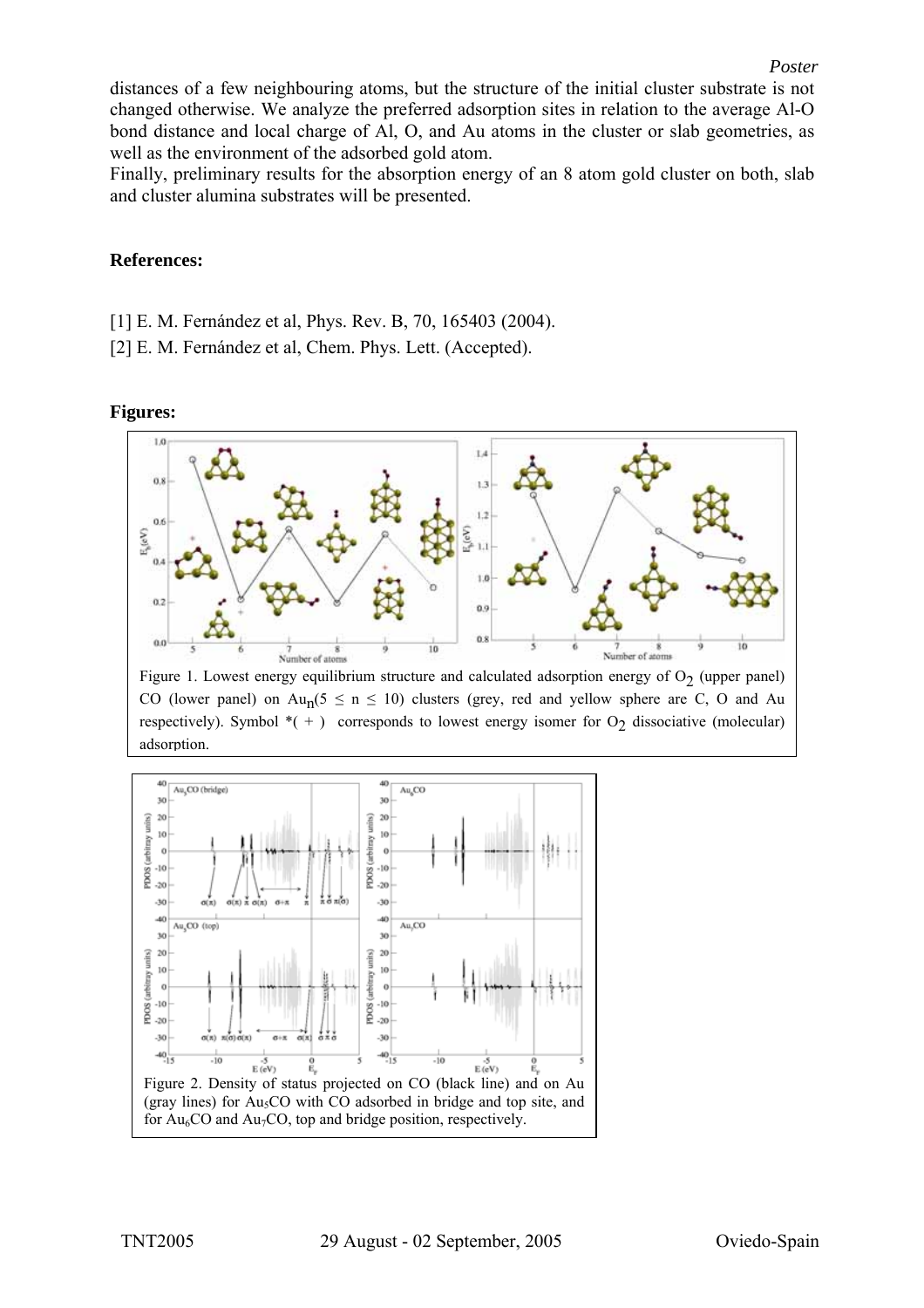distances of a few neighbouring atoms, but the structure of the initial cluster substrate is not changed otherwise. We analyze the preferred adsorption sites in relation to the average Al-O bond distance and local charge of Al, O, and Au atoms in the cluster or slab geometries, as well as the environment of the adsorbed gold atom.

Finally, preliminary results for the absorption energy of an 8 atom gold cluster on both, slab and cluster alumina substrates will be presented.

**References:**

[1] E. M. Fernández et al, Phys. Rev. B, 70, 165403 (2004).

[2] E. M. Fernández et al, Chem. Phys. Lett. (Accepted).

**Figures:**

1.0
0.8
0.6
0.4
0.2
0.0
$E_b$ (eV)
5
6
7
8
9
10
Number of atoms

1.4
1.3
1.2
1.1
1.0
0.9
0.8
$E_b$ (eV)
5
6
7
8
9
10
Number of atoms

Figure 1. Lowest energy equilibrium structure and calculated adsorption energy of $O_2$ (upper panel) CO (lower panel) on $Au_n$($5 \leq n \leq 10$) clusters (grey, red and yellow sphere are C, O and Au respectively). Symbol *( + ) corresponds to lowest energy isomer for $O_2$ dissociative (molecular) adsorption.

$Au_5CO$ (bridge)
$Au_6CO$
$Au_5CO$ (top)
$Au_7CO$
PDOS (arbitrary units)
40
30
20
10
0
-10
-20
-30
-40
σ(π)
σ(π)
π
σ(π)
σ+π
π
π
σ
π(σ)
σ(π)
π(σ)
σ(π)
σ+π
σ(π)
σ
π
σ
-15
-10
-5
0
5
E (eV)
$E_F$

Figure 2. Density of status projected on CO (black line) and on Au (gray lines) for $Au_5CO$ with CO adsorbed in bridge and top site, and for $Au_6CO$ and $Au_7CO$, top and bridge position, respectively.